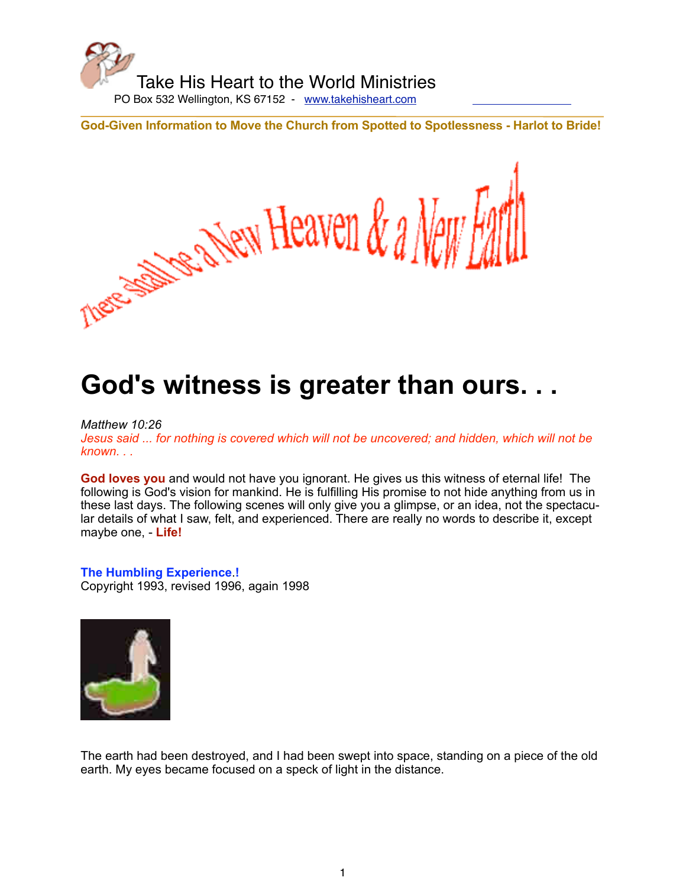Take His Heart to the World Ministries

PO Box 532 Wellington, KS 67152 - www.takehisheart.com

**God-Given Information to Move the Church from Spotted to Spotlessness - Harlot to Bride!**

There shall be a New Heaven & a New Earth

# God's witness is greater than ours. . .

*Matthew 10:26*
*Jesus said ... for nothing is covered which will not be uncovered; and hidden, which will not be known. . .*

**God loves you** and would not have you ignorant. He gives us this witness of eternal life! The following is God's vision for mankind. He is fulfilling His promise to not hide anything from us in these last days. The following scenes will only give you a glimpse, or an idea, not the spectacular details of what I saw, felt, and experienced. There are really no words to describe it, except maybe one, - **Life!**

**The Humbling Experience.!**
Copyright 1993, revised 1996, again 1998

The earth had been destroyed, and I had been swept into space, standing on a piece of the old earth. My eyes became focused on a speck of light in the distance.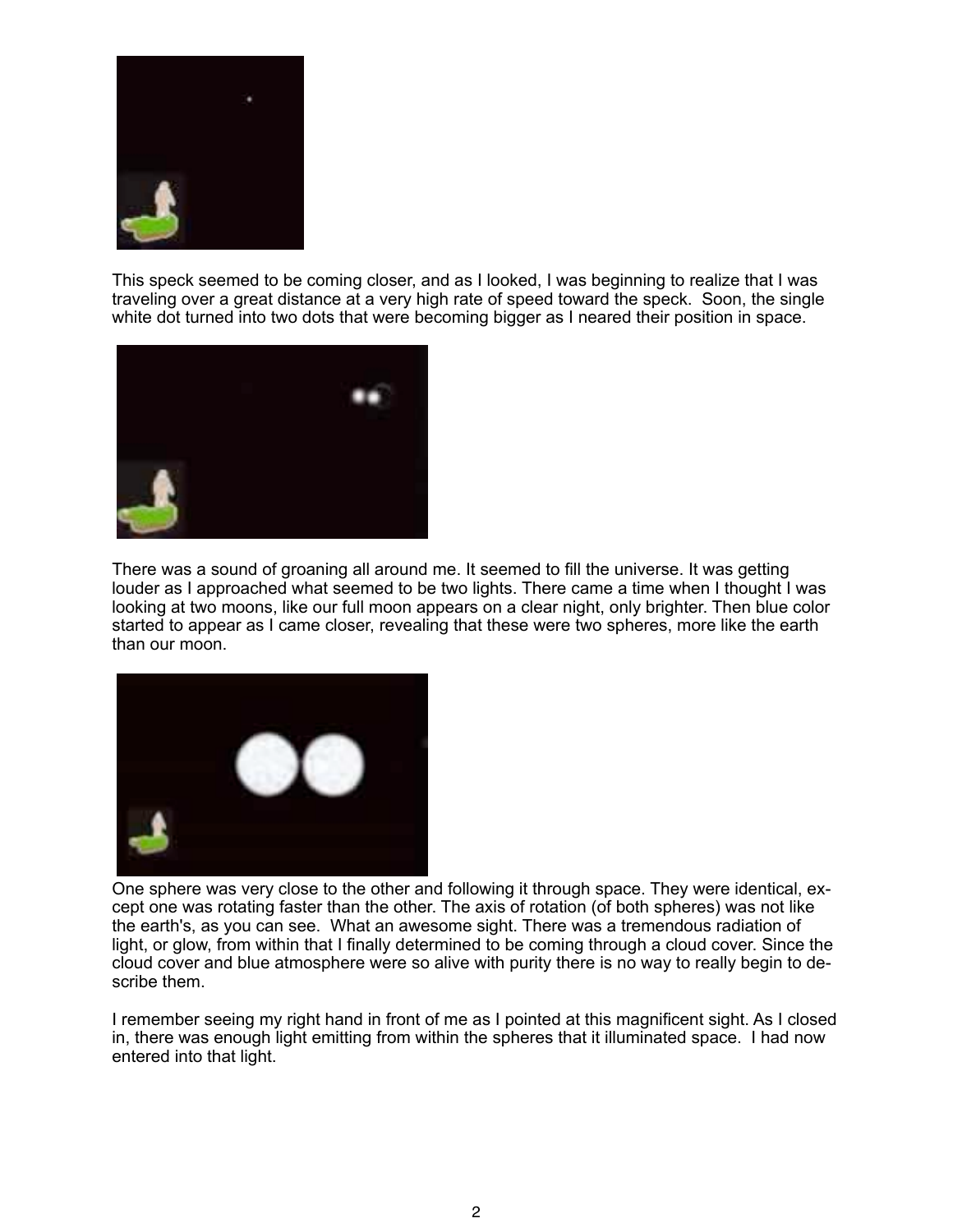This speck seemed to be coming closer, and as I looked, I was beginning to realize that I was traveling over a great distance at a very high rate of speed toward the speck. Soon, the single white dot turned into two dots that were becoming bigger as I neared their position in space.

There was a sound of groaning all around me. It seemed to fill the universe. It was getting louder as I approached what seemed to be two lights. There came a time when I thought I was looking at two moons, like our full moon appears on a clear night, only brighter. Then blue color started to appear as I came closer, revealing that these were two spheres, more like the earth than our moon.

One sphere was very close to the other and following it through space. They were identical, except one was rotating faster than the other. The axis of rotation (of both spheres) was not like the earth's, as you can see. What an awesome sight. There was a tremendous radiation of light, or glow, from within that I finally determined to be coming through a cloud cover. Since the cloud cover and blue atmosphere were so alive with purity there is no way to really begin to describe them.

I remember seeing my right hand in front of me as I pointed at this magnificent sight. As I closed in, there was enough light emitting from within the spheres that it illuminated space. I had now entered into that light.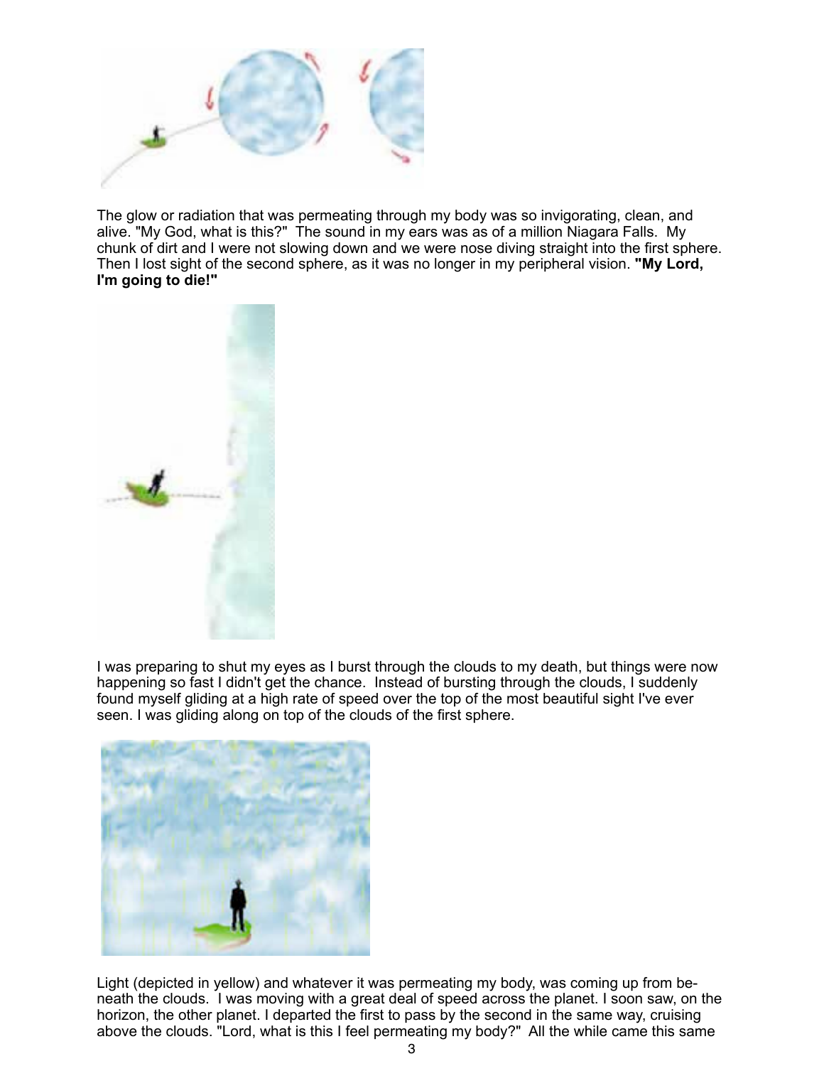The glow or radiation that was permeating through my body was so invigorating, clean, and alive. "My God, what is this?" The sound in my ears was as of a million Niagara Falls. My chunk of dirt and I were not slowing down and we were nose diving straight into the first sphere. Then I lost sight of the second sphere, as it was no longer in my peripheral vision. **"My Lord, I'm going to die!"**

I was preparing to shut my eyes as I burst through the clouds to my death, but things were now happening so fast I didn't get the chance. Instead of bursting through the clouds, I suddenly found myself gliding at a high rate of speed over the top of the most beautiful sight I've ever seen. I was gliding along on top of the clouds of the first sphere.

Light (depicted in yellow) and whatever it was permeating my body, was coming up from beneath the clouds. I was moving with a great deal of speed across the planet. I soon saw, on the horizon, the other planet. I departed the first to pass by the second in the same way, cruising above the clouds. "Lord, what is this I feel permeating my body?" All the while came this same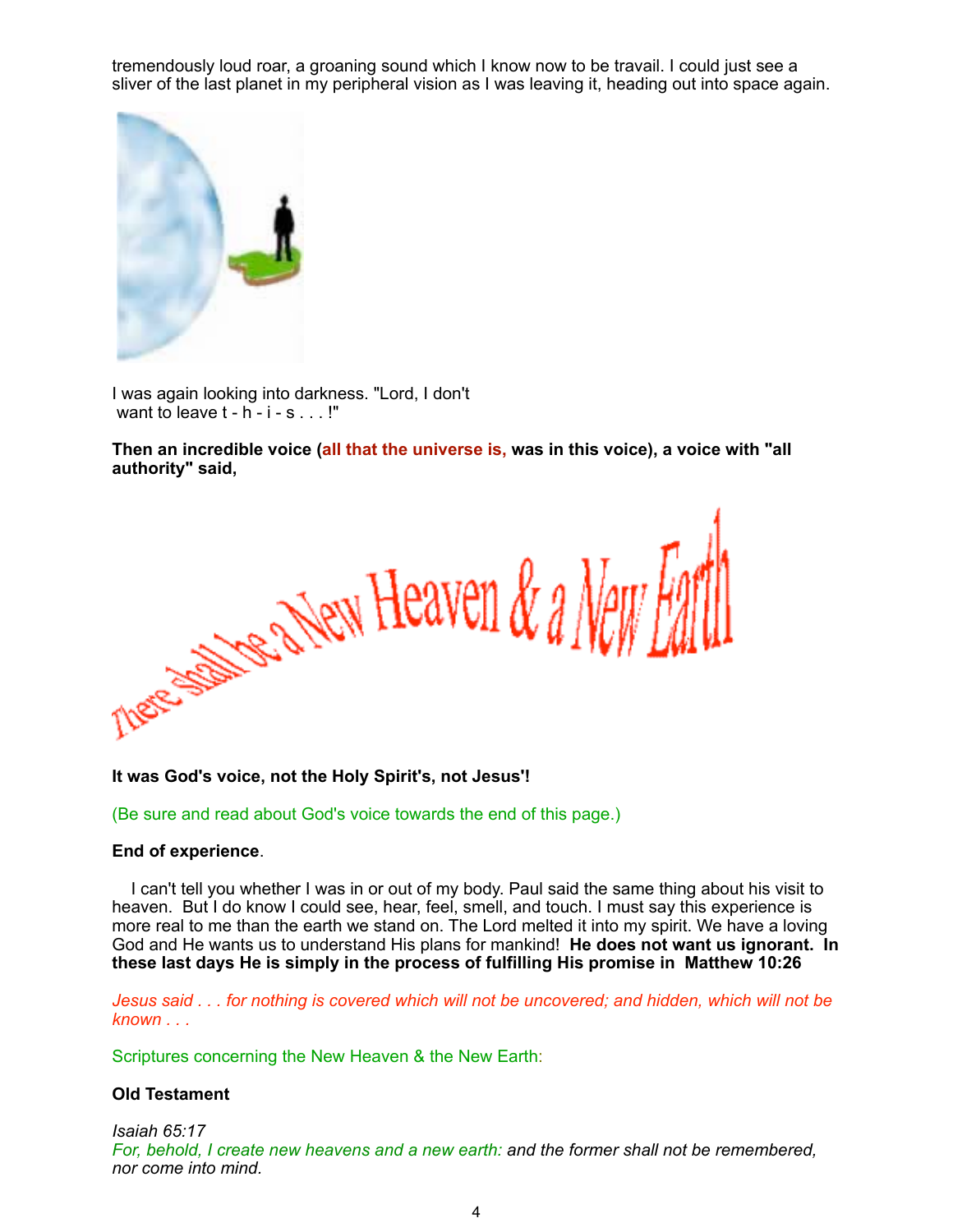tremendously loud roar, a groaning sound which I know now to be travail. I could just see a sliver of the last planet in my peripheral vision as I was leaving it, heading out into space again.

I was again looking into darkness. "Lord, I don't want to leave t - h - i - s . . . !"

**Then an incredible voice (all that the universe is, was in this voice), a voice with "all authority" said,**

There shall be a New Heaven & a New Earth

**It was God's voice, not the Holy Spirit's, not Jesus'!**

(Be sure and read about God's voice towards the end of this page.)

**End of experience**.

I can't tell you whether I was in or out of my body. Paul said the same thing about his visit to heaven. But I do know I could see, hear, feel, smell, and touch. I must say this experience is more real to me than the earth we stand on. The Lord melted it into my spirit. We have a loving God and He wants us to understand His plans for mankind! **He does not want us ignorant. In these last days He is simply in the process of fulfilling His promise in Matthew 10:26**

*Jesus said . . . for nothing is covered which will not be uncovered; and hidden, which will not be known . . .*

Scriptures concerning the New Heaven & the New Earth:

**Old Testament**

*Isaiah 65:17*
*For, behold, I create new heavens and a new earth: and the former shall not be remembered, nor come into mind.*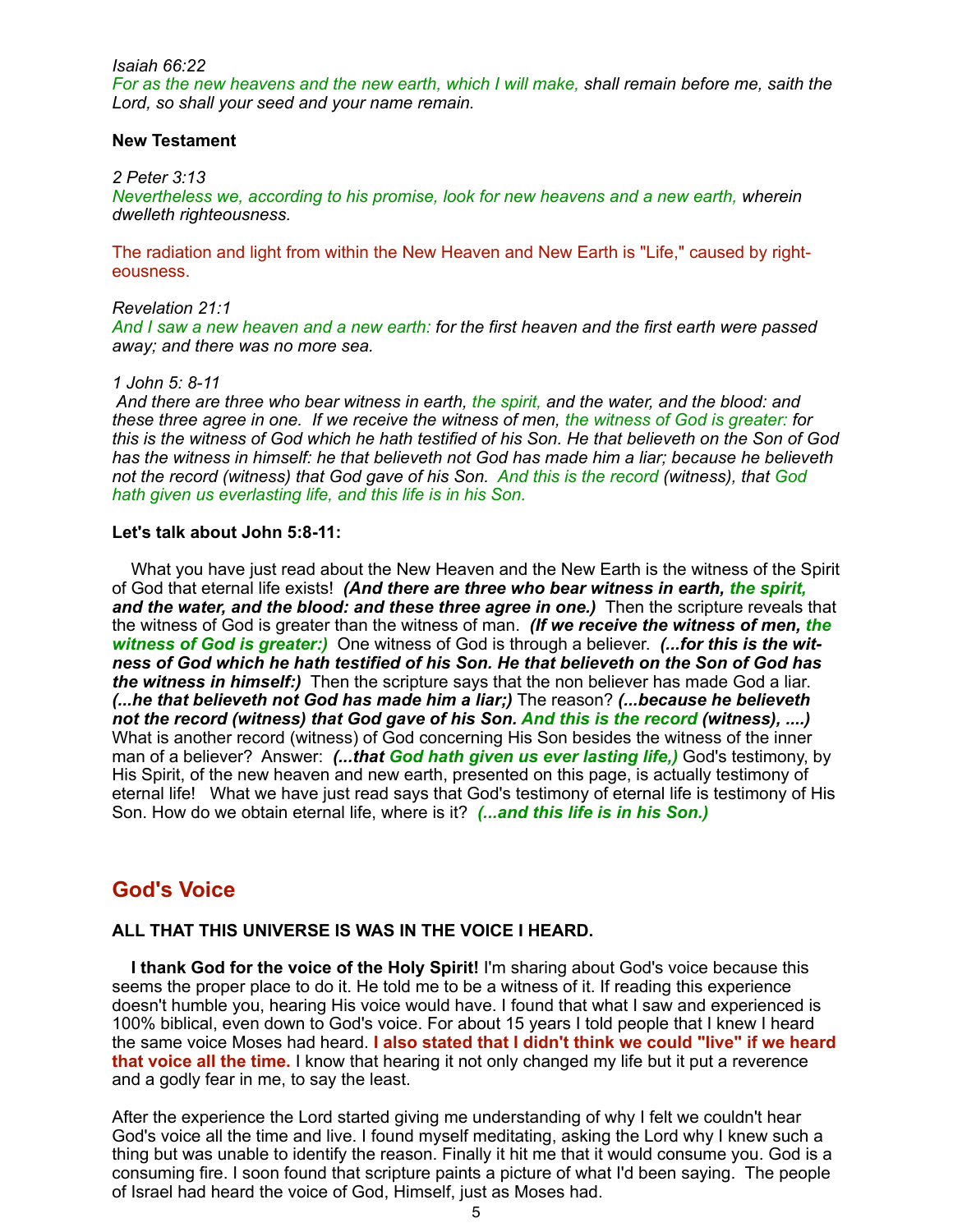*Isaiah 66:22*
*For as the new heavens and the new earth, which I will make, shall remain before me, saith the Lord, so shall your seed and your name remain.*

**New Testament**

*2 Peter 3:13*
*Nevertheless we, according to his promise, look for new heavens and a new earth, wherein dwelleth righteousness.*

The radiation and light from within the New Heaven and New Earth is "Life," caused by righteousness.

*Revelation 21:1*
*And I saw a new heaven and a new earth: for the first heaven and the first earth were passed away; and there was no more sea.*

*1 John 5: 8-11*
*And there are three who bear witness in earth, the spirit, and the water, and the blood: and these three agree in one. If we receive the witness of men, the witness of God is greater: for this is the witness of God which he hath testified of his Son. He that believeth on the Son of God has the witness in himself: he that believeth not God has made him a liar; because he believeth not the record (witness) that God gave of his Son. And this is the record (witness), that God hath given us everlasting life, and this life is in his Son.*

**Let's talk about John 5:8-11:**

What you have just read about the New Heaven and the New Earth is the witness of the Spirit of God that eternal life exists! ***(And there are three who bear witness in earth, the spirit, and the water, and the blood: and these three agree in one.)*** Then the scripture reveals that the witness of God is greater than the witness of man. ***(If we receive the witness of men, the witness of God is greater:)*** One witness of God is through a believer. ***(...for this is the witness of God which he hath testified of his Son. He that believeth on the Son of God has the witness in himself:)*** Then the scripture says that the non believer has made God a liar. ***(...he that believeth not God has made him a liar;)*** The reason? ***(...because he believeth not the record (witness) that God gave of his Son. And this is the record (witness), ....)*** What is another record (witness) of God concerning His Son besides the witness of the inner man of a believer? Answer: ***(...that God hath given us ever lasting life,)*** God's testimony, by His Spirit, of the new heaven and new earth, presented on this page, is actually testimony of eternal life! What we have just read says that God's testimony of eternal life is testimony of His Son. How do we obtain eternal life, where is it? ***(...and this life is in his Son.)***

## God's Voice

**ALL THAT THIS UNIVERSE IS WAS IN THE VOICE I HEARD.**

**I thank God for the voice of the Holy Spirit!** I'm sharing about God's voice because this seems the proper place to do it. He told me to be a witness of it. If reading this experience doesn't humble you, hearing His voice would have. I found that what I saw and experienced is 100% biblical, even down to God's voice. For about 15 years I told people that I knew I heard the same voice Moses had heard. **I also stated that I didn't think we could "live" if we heard that voice all the time.** I know that hearing it not only changed my life but it put a reverence and a godly fear in me, to say the least.

After the experience the Lord started giving me understanding of why I felt we couldn't hear God's voice all the time and live. I found myself meditating, asking the Lord why I knew such a thing but was unable to identify the reason. Finally it hit me that it would consume you. God is a consuming fire. I soon found that scripture paints a picture of what I'd been saying. The people of Israel had heard the voice of God, Himself, just as Moses had.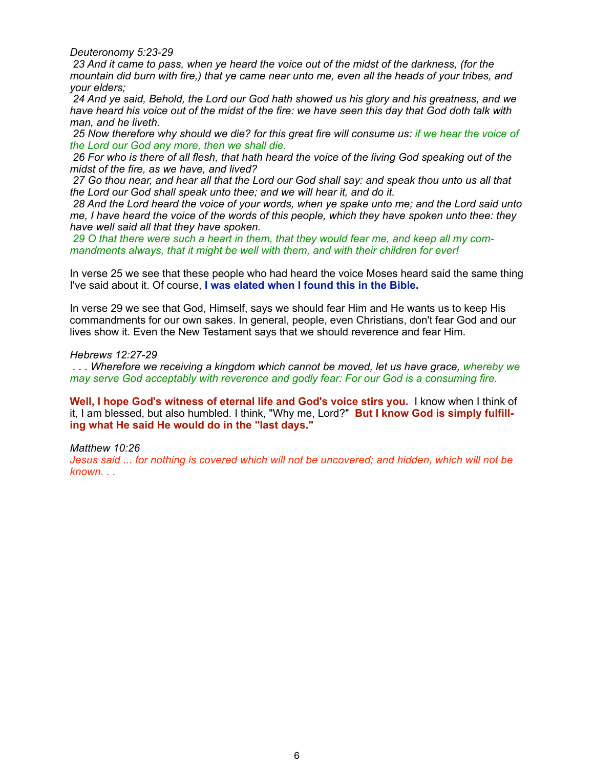*Deuteronomy 5:23-29*

*23 And it came to pass, when ye heard the voice out of the midst of the darkness, (for the mountain did burn with fire,) that ye came near unto me, even all the heads of your tribes, and your elders;*

*24 And ye said, Behold, the Lord our God hath showed us his glory and his greatness, and we have heard his voice out of the midst of the fire: we have seen this day that God doth talk with man, and he liveth.*

*25 Now therefore why should we die? for this great fire will consume us: if we hear the voice of the Lord our God any more, then we shall die.*

*26 For who is there of all flesh, that hath heard the voice of the living God speaking out of the midst of the fire, as we have, and lived?*

*27 Go thou near, and hear all that the Lord our God shall say: and speak thou unto us all that the Lord our God shall speak unto thee; and we will hear it, and do it.*

*28 And the Lord heard the voice of your words, when ye spake unto me; and the Lord said unto me, I have heard the voice of the words of this people, which they have spoken unto thee: they have well said all that they have spoken.*

*29 O that there were such a heart in them, that they would fear me, and keep all my commandments always, that it might be well with them, and with their children for ever!*

In verse 25 we see that these people who had heard the voice Moses heard said the same thing I've said about it. Of course, **I was elated when I found this in the Bible.**

In verse 29 we see that God, Himself, says we should fear Him and He wants us to keep His commandments for our own sakes. In general, people, even Christians, don't fear God and our lives show it. Even the New Testament says that we should reverence and fear Him.

*Hebrews 12:27-29*

*. . . Wherefore we receiving a kingdom which cannot be moved, let us have grace, whereby we may serve God acceptably with reverence and godly fear: For our God is a consuming fire.*

**Well, I hope God's witness of eternal life and God's voice stirs you.** I know when I think of it, I am blessed, but also humbled. I think, "Why me, Lord?" **But I know God is simply fulfilling what He said He would do in the "last days."**

*Matthew 10:26*

*Jesus said ... for nothing is covered which will not be uncovered; and hidden, which will not be known. . .*